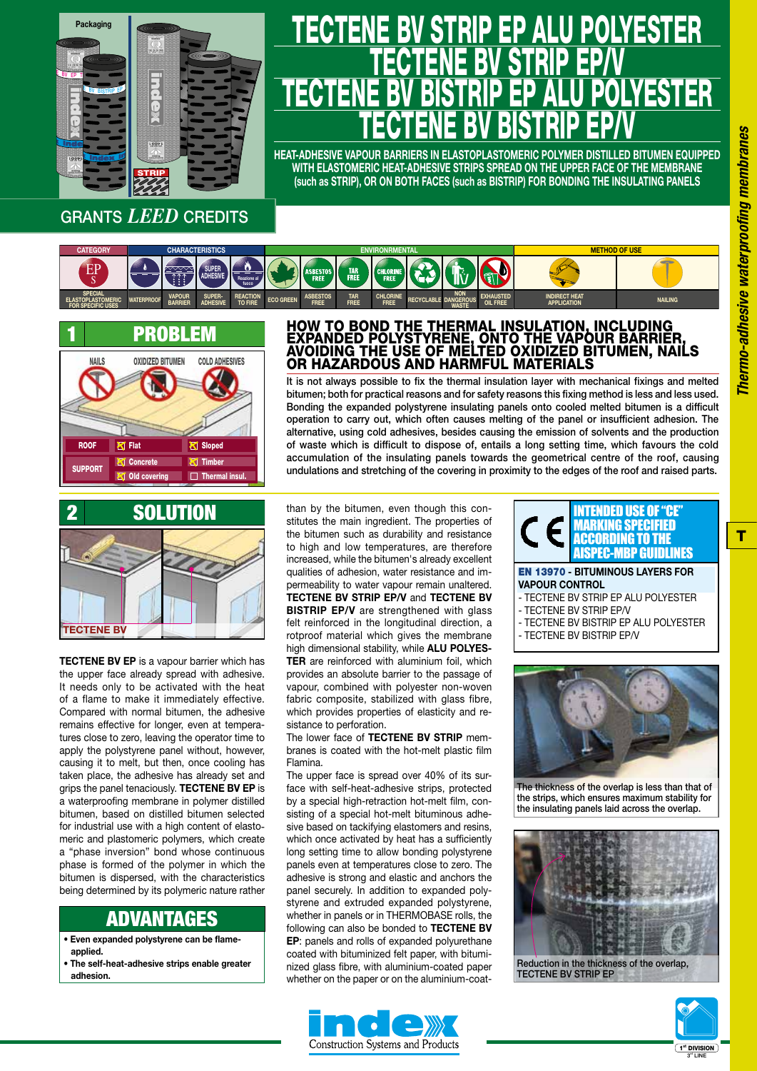# TECTENE BV STRIP EP ALU POLYESTER
# TECTENE BV STRIP EP/V
# TECTENE BV BISTRIP EP ALU POLYESTER
# TECTENE BV BISTRIP EP/V

**HEAT-ADHESIVE VAPOUR BARRIERS IN ELASTOPLASTOMERIC POLYMER DISTILLED BITUMEN EQUIPPED WITH ELASTOMERIC HEAT-ADHESIVE STRIPS SPREAD ON THE UPPER FACE OF THE MEMBRANE (such as STRIP), OR ON BOTH FACES (such as BISTRIP) FOR BONDING THE INSULATING PANELS**

GRANTS *LEED* CREDITS

| CATEGORY | CHARACTERISTICS | | | | ENVIRONMENTAL | | | | | | | METHOD OF USE | |
|---|---|---|---|---|---|---|---|---|---|---|---|---|---|
| SPECIAL ELASTOPLASTOMERIC FOR SPECIFIC USES | WATERPROOF | VAPOUR BARRIER | SUPER-ADHESIVE | REACTION TO FIRE | ECO GREEN | ASBESTOS FREE | TAR FREE | CHLORINE FREE | RECYCLABLE | NON DANGEROUS WASTE | EXHAUSTED OIL FREE | INDIRECT HEAT APPLICATION | NAILING |

## 1 PROBLEM

NAILS | OXIDIZED BITUMEN | COLD ADHESIVES

| | | |
|---|---|---|
| ROOF | Flat | Sloped |
| SUPPORT | Concrete | Timber |
| | Old covering | Thermal insul. |

## HOW TO BOND THE THERMAL INSULATION, INCLUDING EXPANDED POLYSTYRENE, ONTO THE VAPOUR BARRIER, AVOIDING THE USE OF MELTED OXIDIZED BITUMEN, NAILS OR HAZARDOUS AND HARMFUL MATERIALS

**It is not always possible to fix the thermal insulation layer with mechanical fixings and melted bitumen; both for practical reasons and for safety reasons this fixing method is less and less used. Bonding the expanded polystyrene insulating panels onto cooled melted bitumen is a difficult operation to carry out, which often causes melting of the panel or insufficient adhesion. The alternative, using cold adhesives, besides causing the emission of solvents and the production of waste which is difficult to dispose of, entails a long setting time, which favours the cold accumulation of the insulating panels towards the geometrical centre of the roof, causing undulations and stretching of the covering in proximity to the edges of the roof and raised parts.**

## 2 SOLUTION

TECTENE BV

**TECTENE BV EP** is a vapour barrier which has the upper face already spread with adhesive. It needs only to be activated with the heat of a flame to make it immediately effective. Compared with normal bitumen, the adhesive remains effective for longer, even at temperatures close to zero, leaving the operator time to apply the polystyrene panel without, however, causing it to melt, but then, once cooling has taken place, the adhesive has already set and grips the panel tenaciously. **TECTENE BV EP** is a waterproofing membrane in polymer distilled bitumen, based on distilled bitumen selected for industrial use with a high content of elastomeric and plastomeric polymers, which create a "phase inversion" bond whose continuous phase is formed of the polymer in which the bitumen is dispersed, with the characteristics being determined by its polymeric nature rather than by the bitumen, even though this constitutes the main ingredient. The properties of the bitumen such as durability and resistance to high and low temperatures, are therefore increased, while the bitumen's already excellent qualities of adhesion, water resistance and impermeability to water vapour remain unaltered. **TECTENE BV STRIP EP/V** and **TECTENE BV BISTRIP EP/V** are strengthened with glass felt reinforced in the longitudinal direction, a rotproof material which gives the membrane high dimensional stability, while **ALU POLYESTER** are reinforced with aluminium foil, which provides an absolute barrier to the passage of vapour, combined with polyester non-woven fabric composite, stabilized with glass fibre, which provides properties of elasticity and resistance to perforation.

The lower face of **TECTENE BV STRIP** membranes is coated with the hot-melt plastic film Flamina.

The upper face is spread over 40% of its surface with self-heat-adhesive strips, protected by a special high-retraction hot-melt film, consisting of a special hot-melt bituminous adhesive based on tackifying elastomers and resins, which once activated by heat has a sufficiently long setting time to allow bonding polystyrene panels even at temperatures close to zero. The adhesive is strong and elastic and anchors the panel securely. In addition to expanded polystyrene and extruded expanded polystyrene, whether in panels or in THERMOBASE rolls, the following can also be bonded to **TECTENE BV EP**: panels and rolls of expanded polyurethane coated with bituminized felt paper, with bituminized glass fibre, with aluminium-coated paper whether on the paper or on the aluminium-coat-

## ADVANTAGES

- **Even expanded polystyrene can be flame-applied.**
- **The self-heat-adhesive strips enable greater adhesion.**

### INTENDED USE OF "CE" MARKING SPECIFIED ACCORDING TO THE AISPEC-MBP GUIDLINES

**EN 13970 - BITUMINOUS LAYERS FOR VAPOUR CONTROL**

- TECTENE BV STRIP EP ALU POLYESTER
- TECTENE BV STRIP EP/V
- TECTENE BV BISTRIP EP ALU POLYESTER
- TECTENE BV BISTRIP EP/V

The thickness of the overlap is less than that of the strips, which ensures maximum stability for the insulating panels laid across the overlap.

Reduction in the thickness of the overlap, TECTENE BV STRIP EP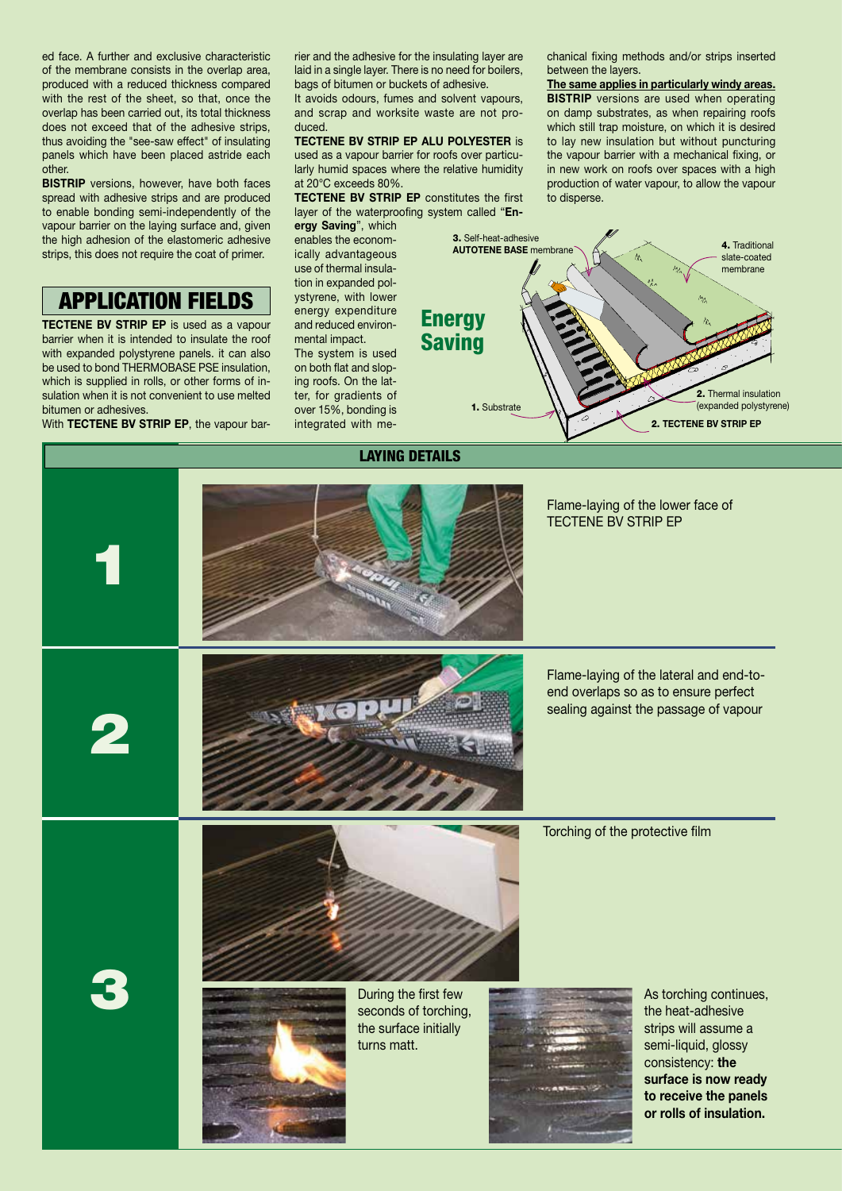ed face. A further and exclusive characteristic of the membrane consists in the overlap area, produced with a reduced thickness compared with the rest of the sheet, so that, once the overlap has been carried out, its total thickness does not exceed that of the adhesive strips, thus avoiding the "see-saw effect" of insulating panels which have been placed astride each other.

**BISTRIP** versions, however, have both faces spread with adhesive strips and are produced to enable bonding semi-independently of the vapour barrier on the laying surface and, given the high adhesion of the elastomeric adhesive strips, this does not require the coat of primer.

## APPLICATION FIELDS

**TECTENE BV STRIP EP** is used as a vapour barrier when it is intended to insulate the roof with expanded polystyrene panels. it can also be used to bond THERMOBASE PSE insulation, which is supplied in rolls, or other forms of insulation when it is not convenient to use melted bitumen or adhesives.

With **TECTENE BV STRIP EP**, the vapour barrier and the adhesive for the insulating layer are laid in a single layer. There is no need for boilers, bags of bitumen or buckets of adhesive.

It avoids odours, fumes and solvent vapours, and scrap and worksite waste are not produced.

**TECTENE BV STRIP ALU POLYESTER** is used as a vapour barrier for roofs over particularly humid spaces where the relative humidity at 20°C exceeds 80%.

**TECTENE BV STRIP EP** constitutes the first layer of the waterproofing system called "**Energy Saving**", which enables the economically advantageous use of thermal insulation in expanded polystyrene, with lower energy expenditure and reduced environmental impact.

The system is used on both flat and sloping roofs. On the latter, for gradients of over 15%, bonding is integrated with mechanical fixing methods and/or strips inserted between the layers.

**The same applies in particularly windy areas.**

**BISTRIP** versions are used when operating on damp substrates, as when repairing roofs which still trap moisture, on which it is desired to lay new insulation but without puncturing the vapour barrier with a mechanical fixing, or in new work on roofs over spaces with a high production of water vapour, to allow the vapour to disperse.

**Energy Saving**

1. Substrate
2. **TECTENE BV STRIP EP**
2. Thermal insulation (expanded polystyrene)
3. Self-heat-adhesive **AUTOTENE BASE** membrane
4. Traditional slate-coated membrane

## LAYING DETAILS

**1**

Flame-laying of the lower face of TECTENE BV STRIP EP

**2**

Flame-laying of the lateral and end-to-end overlaps so as to ensure perfect sealing against the passage of vapour

**3**

Torching of the protective film

During the first few seconds of torching, the surface initially turns matt.

As torching continues, the heat-adhesive strips will assume a semi-liquid, glossy consistency: **the surface is now ready to receive the panels or rolls of insulation.**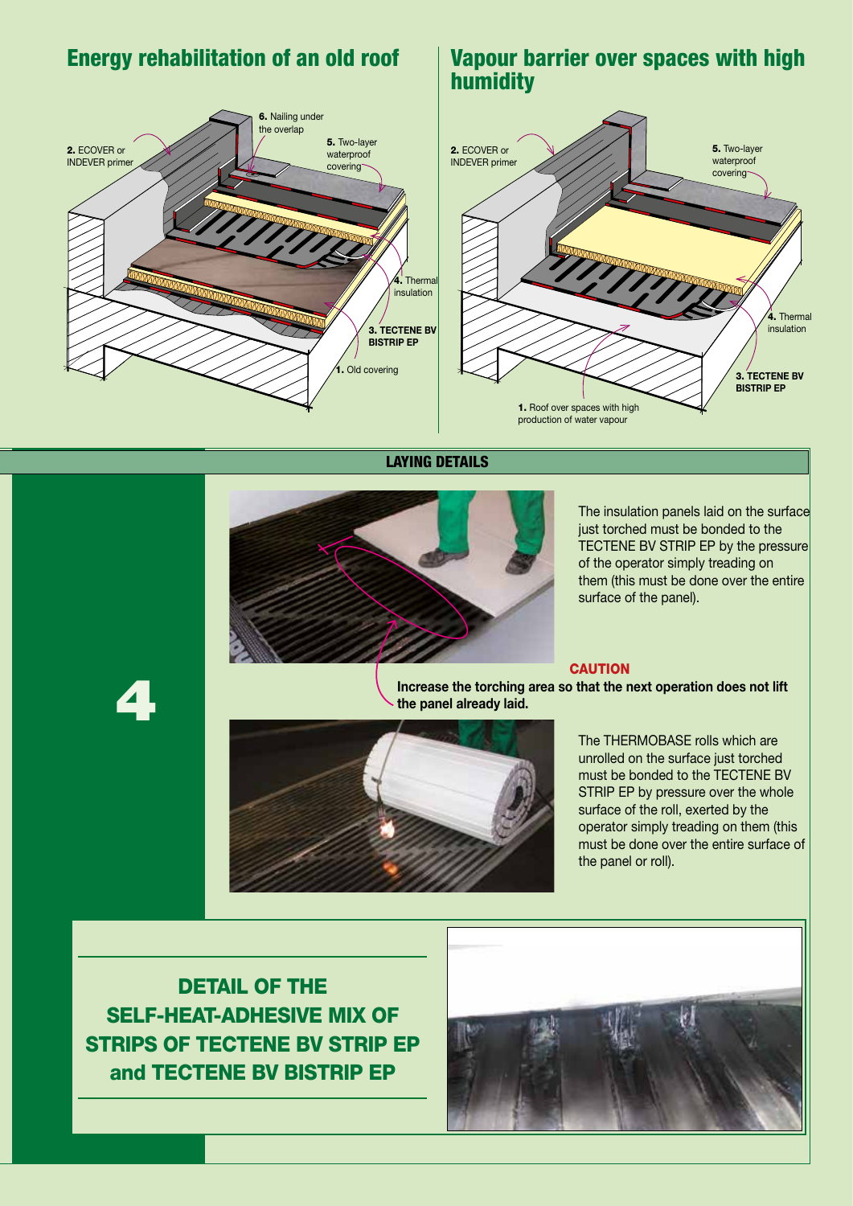## Energy rehabilitation of an old roof

1. Old covering
2. ECOVER or INDEVER primer
3. TECTENE BV BISTRIP EP
4. Thermal insulation
5. Two-layer waterproof covering
6. Nailing under the overlap

## Vapour barrier over spaces with high humidity

1. Roof over spaces with high production of water vapour
2. ECOVER or INDEVER primer
3. TECTENE BV BISTRIP EP
4. Thermal insulation
5. Two-layer waterproof covering

### LAYING DETAILS

4

The insulation panels laid on the surface just torched must be bonded to the TECTENE BV STRIP EP by the pressure of the operator simply treading on them (this must be done over the entire surface of the panel).

**CAUTION**

**Increase the torching area so that the next operation does not lift the panel already laid.**

The THERMOBASE rolls which are unrolled on the surface just torched must be bonded to the TECTENE BV STRIP EP by pressure over the whole surface of the roll, exerted by the operator simply treading on them (this must be done over the entire surface of the panel or roll).

**DETAIL OF THE SELF-HEAT-ADHESIVE MIX OF STRIPS OF TECTENE BV STRIP EP and TECTENE BV BISTRIP EP**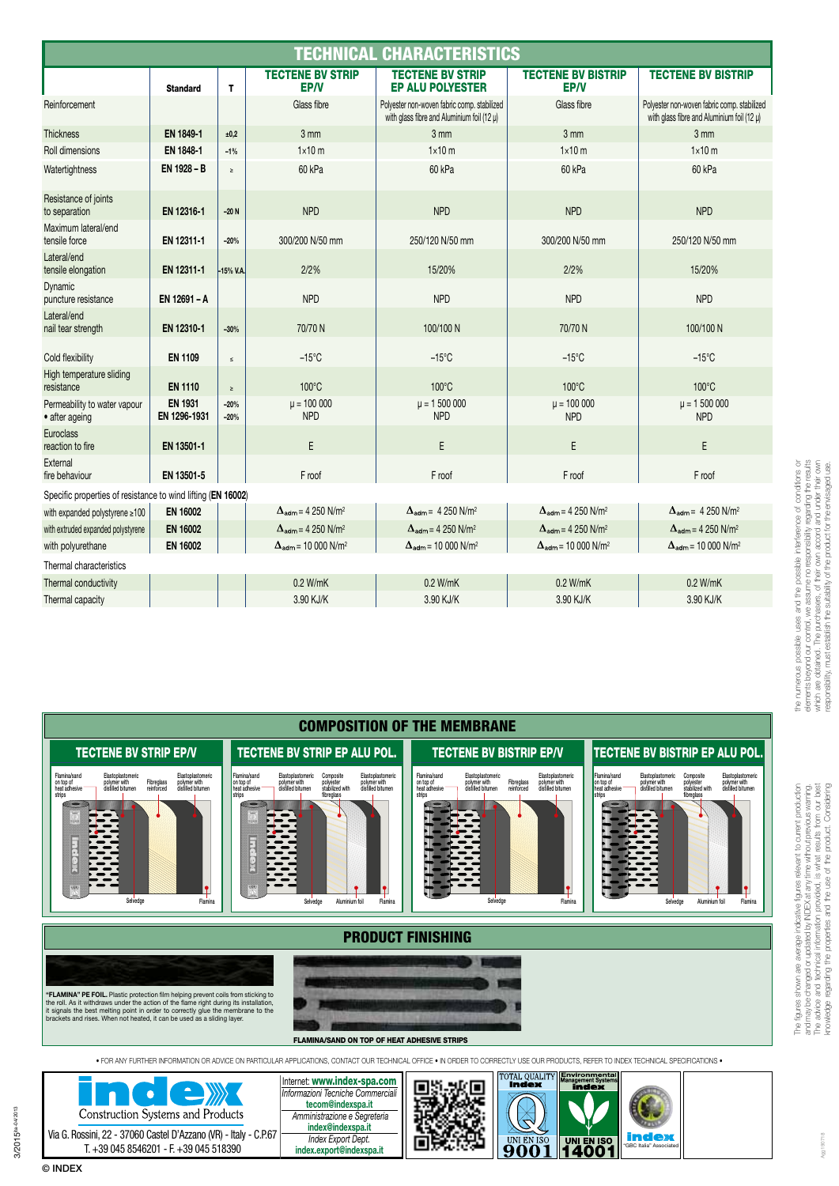## TECHNICAL CHARACTERISTICS

| | Standard | T | TECTENE BV STRIP EP/V | TECTENE BV STRIP EP ALU POLYESTER | TECTENE BV BISTRIP EP/V | TECTENE BV BISTRIP |
|---|---|---|---|---|---|---|
| Reinforcement | | | Glass fibre | Polyester non-woven fabric comp. stabilized with glass fibre and Aluminium foil (12 µ) | Glass fibre | Polyester non-woven fabric comp. stabilized with glass fibre and Aluminium foil (12 µ) |
| Thickness | EN 1849-1 | ±0,2 | 3 mm | 3 mm | 3 mm | 3 mm |
| Roll dimensions | EN 1848-1 | –1% | 1×10 m | 1×10 m | 1×10 m | 1×10 m |
| Watertightness | EN 1928 – B | ≥ | 60 kPa | 60 kPa | 60 kPa | 60 kPa |
| Resistance of joints to separation | EN 12316-1 | –20 N | NPD | NPD | NPD | NPD |
| Maximum lateral/end tensile force | EN 12311-1 | –20% | 300/200 N/50 mm | 250/120 N/50 mm | 300/200 N/50 mm | 250/120 N/50 mm |
| Lateral/end tensile elongation | EN 12311-1 | -15% V.A. | 2/2% | 15/20% | 2/2% | 15/20% |
| Dynamic puncture resistance | EN 12691 – A | | NPD | NPD | NPD | NPD |
| Lateral/end nail tear strength | EN 12310-1 | –30% | 70/70 N | 100/100 N | 70/70 N | 100/100 N |
| Cold flexibility | EN 1109 | ≤ | –15°C | –15°C | –15°C | –15°C |
| High temperature sliding resistance | EN 1110 | ≥ | 100°C | 100°C | 100°C | 100°C |
| Permeability to water vapour • after ageing | EN 1931 EN 1296-1931 | –20% –20% | µ = 100 000 NPD | µ = 1 500 000 NPD | µ = 100 000 NPD | µ = 1 500 000 NPD |
| Euroclass reaction to fire | EN 13501-1 | | E | E | E | E |
| External fire behaviour | EN 13501-5 | | F roof | F roof | F roof | F roof |
| Specific properties of resistance to wind lifting (EN 16002) | | | | | | |
| with expanded polystyrene ≥100 | EN 16002 | | $\Delta_{adm}$ = 4 250 N/m² | $\Delta_{adm}$ = 4 250 N/m² | $\Delta_{adm}$ = 4 250 N/m² | $\Delta_{adm}$ = 4 250 N/m² |
| with extruded expanded polystyrene | EN 16002 | | $\Delta_{adm}$ = 4 250 N/m² | $\Delta_{adm}$ = 4 250 N/m² | $\Delta_{adm}$ = 4 250 N/m² | $\Delta_{adm}$ = 4 250 N/m² |
| with polyurethane | EN 16002 | | $\Delta_{adm}$ = 10 000 N/m² | $\Delta_{adm}$ = 10 000 N/m² | $\Delta_{adm}$ = 10 000 N/m² | $\Delta_{adm}$ = 10 000 N/m² |
| Thermal characteristics | | | | | | |
| Thermal conductivity | | | 0.2 W/mK | 0.2 W/mK | 0.2 W/mK | 0.2 W/mK |
| Thermal capacity | | | 3.90 KJ/K | 3.90 KJ/K | 3.90 KJ/K | 3.90 KJ/K |

## COMPOSITION OF THE MEMBRANE

### TECTENE BV STRIP EP/V

Flamina/sand on top of heat adhesive strips
Elastoplastomeric polymer with distilled bitumen
Fibreglass reinforced
Elastoplastomeric polymer with distilled bitumen
Selvedge
Flamina

### TECTENE BV STRIP EP ALU POL.

Flamina/sand on top of heat adhesive strips
Elastoplastomeric polymer with distilled bitumen
Composite polyester stabilized with fibreglass
Elastoplastomeric polymer with distilled bitumen
Selvedge
Aluminium foil
Flamina

### TECTENE BV BISTRIP EP/V

Flamina/sand on top of heat adhesive strips
Elastoplastomeric polymer with distilled bitumen
Fibreglass reinforced
Elastoplastomeric polymer with distilled bitumen
Selvedge
Flamina

### TECTENE BV BISTRIP EP ALU POL.

Flamina/sand on top of heat adhesive strips
Elastoplastomeric polymer with distilled bitumen
Composite polyester stabilized with fibreglass
Elastoplastomeric polymer with distilled bitumen
Selvedge
Aluminium foil
Flamina

## PRODUCT FINISHING

**"FLAMINA" PE FOIL.** Plastic protection film helping prevent coils from sticking to the roll. As it withdraws under the action of the flame right during its installation, it signals the best melting point in order to correctly glue the membrane to the brackets and rises. When not heated, it can be used as a sliding layer.

FLAMINA/SAND ON TOP OF HEAT ADHESIVE STRIPS

• FOR ANY FURTHER INFORMATION OR ADVICE ON PARTICULAR APPLICATIONS, CONTACT OUR TECHNICAL OFFICE • IN ORDER TO CORRECTLY USE OUR PRODUCTS, REFER TO INDEX TECHNICAL SPECIFICATIONS •

The figures shown are average indicative figures relevant to current production and may be changed or updated by INDEX at any time without previous warning. The advice and technical information provided, is what results from our best knowledge regarding the properties and the use of the product. Considering the numerous possible uses and the possible interference of conditions or elements beyond our control, we assume no responsibility regarding the results which are obtained. The purchasers, of their own accord and under their own responsibility, must establish the suitability of the product for the envisaged use.

**index** Construction Systems and Products
Via G. Rossini, 22 - 37060 Castel D'Azzano (VR) - Italy - C.P.67
T. +39 045 8546201 - F. +39 045 518390

Internet: **www.index-spa.com**
Informazioni Tecniche Commerciali
**tecom@indexspa.it**
Amministrazione e Segreteria
**index@indexspa.it**
Index Export Dept.
**index.export@indexspa.it**

TOTAL QUALITY index UNI EN ISO 9001
Environmental Management Systems index UNI EN ISO 14001
index "GBC Italia" Associated

3/2015

© INDEX